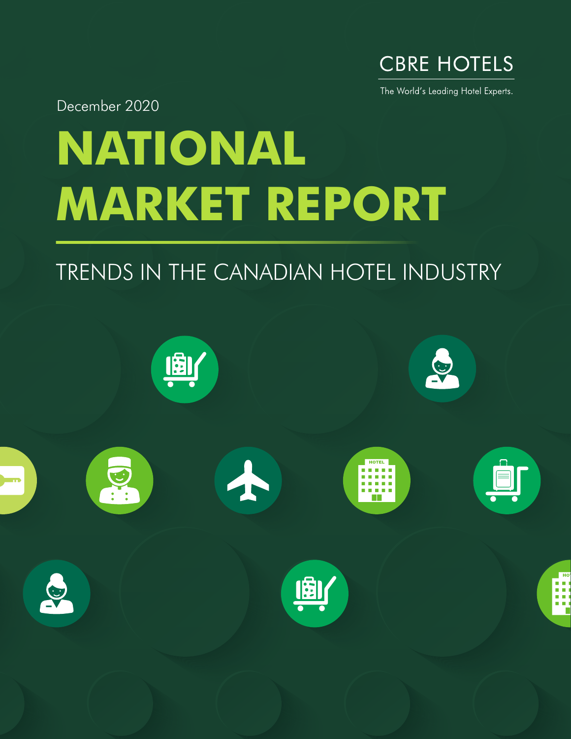CBRE HOTELS

The World's Leading Hotel Experts.

December 2020

# NATIONAL MARKET REPORT

## TRENDS IN THE CANADIAN HOTEL INDUSTRY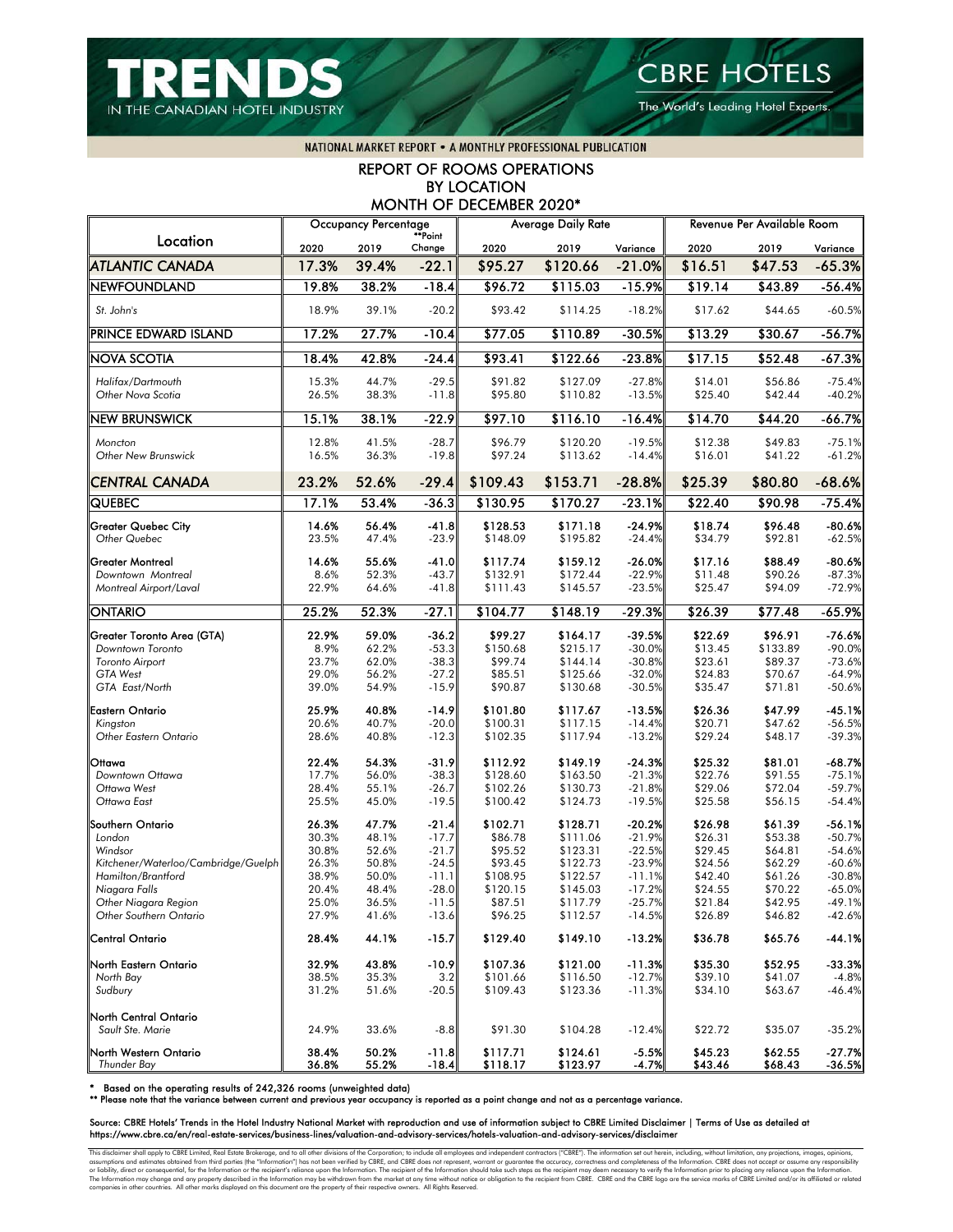# TRENDS IN THE CANADIAN HOTEL INDUSTRY

CBRE HOTELS

The World's Leading Hotel Experts.

NATIONAL MARKET REPORT • A MONTHLY PROFESSIONAL PUBLICATION

## REPORT OF ROOMS OPERATIONS BY LOCATION MONTH OF DECEMBER 2020*

| Location | Occupancy Percentage | | | Average Daily Rate | | | Revenue Per Available Room | | |
|---|---|---|---|---|---|---|---|---|---|
| | 2020 | 2019 | **Point Change | 2020 | 2019 | Variance | 2020 | 2019 | Variance |
| **ATLANTIC CANADA** | **17.3%** | **39.4%** | **-22.1** | **$95.27** | **$120.66** | **-21.0%** | **$16.51** | **$47.53** | **-65.3%** |
| **NEWFOUNDLAND** | **19.8%** | **38.2%** | **-18.4** | **$96.72** | **$115.03** | **-15.9%** | **$19.14** | **$43.89** | **-56.4%** |
| *St. John's* | 18.9% | 39.1% | -20.2 | $93.42 | $114.25 | -18.2% | $17.62 | $44.65 | -60.5% |
| **PRINCE EDWARD ISLAND** | **17.2%** | **27.7%** | **-10.4** | **$77.05** | **$110.89** | **-30.5%** | **$13.29** | **$30.67** | **-56.7%** |
| **NOVA SCOTIA** | **18.4%** | **42.8%** | **-24.4** | **$93.41** | **$122.66** | **-23.8%** | **$17.15** | **$52.48** | **-67.3%** |
| *Halifax/Dartmouth* | 15.3% | 44.7% | -29.5 | $91.82 | $127.09 | -27.8% | $14.01 | $56.86 | -75.4% |
| *Other Nova Scotia* | 26.5% | 38.3% | -11.8 | $95.80 | $110.82 | -13.5% | $25.40 | $42.44 | -40.2% |
| **NEW BRUNSWICK** | **15.1%** | **38.1%** | **-22.9** | **$97.10** | **$116.10** | **-16.4%** | **$14.70** | **$44.20** | **-66.7%** |
| *Moncton* | 12.8% | 41.5% | -28.7 | $96.79 | $120.20 | -19.5% | $12.38 | $49.83 | -75.1% |
| *Other New Brunswick* | 16.5% | 36.3% | -19.8 | $97.24 | $113.62 | -14.4% | $16.01 | $41.22 | -61.2% |
| **CENTRAL CANADA** | **23.2%** | **52.6%** | **-29.4** | **$109.43** | **$153.71** | **-28.8%** | **$25.39** | **$80.80** | **-68.6%** |
| **QUEBEC** | **17.1%** | **53.4%** | **-36.3** | **$130.95** | **$170.27** | **-23.1%** | **$22.40** | **$90.98** | **-75.4%** |
| Greater Quebec City | 14.6% | 56.4% | -41.8 | $128.53 | $171.18 | -24.9% | $18.74 | $96.48 | -80.6% |
| *Other Quebec* | 23.5% | 47.4% | -23.9 | $148.09 | $195.82 | -24.4% | $34.79 | $92.81 | -62.5% |
| Greater Montreal | 14.6% | 55.6% | -41.0 | $117.74 | $159.12 | -26.0% | $17.16 | $88.49 | -80.6% |
| *Downtown Montreal* | 8.6% | 52.3% | -43.7 | $132.91 | $172.44 | -22.9% | $11.48 | $90.26 | -87.3% |
| *Montreal Airport/Laval* | 22.9% | 64.6% | -41.8 | $111.43 | $145.57 | -23.5% | $25.47 | $94.09 | -72.9% |
| **ONTARIO** | **25.2%** | **52.3%** | **-27.1** | **$104.77** | **$148.19** | **-29.3%** | **$26.39** | **$77.48** | **-65.9%** |
| Greater Toronto Area (GTA) | 22.9% | 59.0% | -36.2 | $99.27 | $164.17 | -39.5% | $22.69 | $96.91 | -76.6% |
| *Downtown Toronto* | 8.9% | 62.2% | -53.3 | $150.68 | $215.17 | -30.0% | $13.45 | $133.89 | -90.0% |
| *Toronto Airport* | 23.7% | 62.0% | -38.3 | $99.74 | $144.14 | -30.8% | $23.61 | $89.37 | -73.6% |
| *GTA West* | 29.0% | 56.2% | -27.2 | $85.51 | $125.66 | -32.0% | $24.83 | $70.67 | -64.9% |
| *GTA East/North* | 39.0% | 54.9% | -15.9 | $90.87 | $130.68 | -30.5% | $35.47 | $71.81 | -50.6% |
| Eastern Ontario | 25.9% | 40.8% | -14.9 | $101.80 | $117.67 | -13.5% | $26.36 | $47.99 | -45.1% |
| *Kingston* | 20.6% | 40.7% | -20.0 | $100.31 | $117.15 | -14.4% | $20.71 | $47.62 | -56.5% |
| *Other Eastern Ontario* | 28.6% | 40.8% | -12.3 | $102.35 | $117.94 | -13.2% | $29.24 | $48.17 | -39.3% |
| Ottawa | 22.4% | 54.3% | -31.9 | $112.92 | $149.19 | -24.3% | $25.32 | $81.01 | -68.7% |
| *Downtown Ottawa* | 17.7% | 56.0% | -38.3 | $128.60 | $163.50 | -21.3% | $22.76 | $91.55 | -75.1% |
| *Ottawa West* | 28.4% | 55.1% | -26.7 | $102.26 | $130.73 | -21.8% | $29.06 | $72.04 | -59.7% |
| *Ottawa East* | 25.5% | 45.0% | -19.5 | $100.42 | $124.73 | -19.5% | $25.58 | $56.15 | -54.4% |
| Southern Ontario | 26.3% | 47.7% | -21.4 | $102.71 | $128.71 | -20.2% | $26.98 | $61.39 | -56.1% |
| *London* | 30.3% | 48.1% | -17.7 | $86.78 | $111.06 | -21.9% | $26.31 | $53.38 | -50.7% |
| *Windsor* | 30.8% | 52.6% | -21.7 | $95.52 | $123.31 | -22.5% | $29.45 | $64.81 | -54.6% |
| *Kitchener/Waterloo/Cambridge/Guelph* | 26.3% | 50.8% | -24.5 | $93.45 | $122.73 | -23.9% | $24.56 | $62.29 | -60.6% |
| *Hamilton/Brantford* | 38.9% | 50.0% | -11.1 | $108.95 | $122.57 | -11.1% | $42.40 | $61.26 | -30.8% |
| *Niagara Falls* | 20.4% | 48.4% | -28.0 | $120.15 | $145.03 | -17.2% | $24.55 | $70.22 | -65.0% |
| *Other Niagara Region* | 25.0% | 36.5% | -11.5 | $87.51 | $117.79 | -25.7% | $21.84 | $42.95 | -49.1% |
| *Other Southern Ontario* | 27.9% | 41.6% | -13.6 | $96.25 | $112.57 | -14.5% | $26.89 | $46.82 | -42.6% |
| Central Ontario | 28.4% | 44.1% | -15.7 | $129.40 | $149.10 | -13.2% | $36.78 | $65.76 | -44.1% |
| North Eastern Ontario | 32.9% | 43.8% | -10.9 | $107.36 | $121.00 | -11.3% | $35.30 | $52.95 | -33.3% |
| *North Bay* | 38.5% | 35.3% | 3.2 | $101.66 | $116.50 | -12.7% | $39.10 | $41.07 | -4.8% |
| *Sudbury* | 31.2% | 51.6% | -20.5 | $109.43 | $123.36 | -11.3% | $34.10 | $63.67 | -46.4% |
| North Central Ontario | | | | | | | | | |
| *Sault Ste. Marie* | 24.9% | 33.6% | -8.8 | $91.30 | $104.28 | -12.4% | $22.72 | $35.07 | -35.2% |
| North Western Ontario | 38.4% | 50.2% | -11.8 | $117.71 | $124.61 | -5.5% | $45.23 | $62.55 | -27.7% |
| *Thunder Bay* | 36.8% | 55.2% | -18.4 | $118.17 | $123.97 | -4.7% | $43.46 | $68.43 | -36.5% |

\* Based on the operating results of 242,326 rooms (unweighted data)

** Please note that the variance between current and previous year occupancy is reported as a point change and not as a percentage variance.

Source: CBRE Hotels' Trends in the Hotel Industry National Market with reproduction and use of information subject to CBRE Limited Disclaimer | Terms of Use as detailed at https://www.cbre.ca/en/real-estate-services/business-lines/valuation-and-advisory-services/hotels-valuation-and-advisory-services/disclaimer

This disclaimer shall apply to CBRE Limited, Real Estate Brokerage, and to all other divisions of the Corporation; to include all employees and independent contractors ("CBRE"). The information set out herein, including, without limitation, any projections, images, opinions, assumptions and estimates obtained from third parties (the "Information") has not been verified by CBRE, and CBRE does not represent, warrant or guarantee the accuracy, correctness and completeness of the Information. CBRE does not accept or assume any responsibility or liability, direct or consequential, for the Information or the recipient's reliance upon the Information. The recipient of the Information should take such steps as the recipient may deem necessary to verify the Information prior to placing any reliance upon the Information. The Information may change and any property described in the Information may be withdrawn from the market at any time without notice or obligation to the recipient from CBRE. CBRE and the CBRE logo are the service marks of CBRE Limited and/or its affiliated or related companies in other countries. All other marks displayed on this document are the property of their respective owners. All Rights Reserved.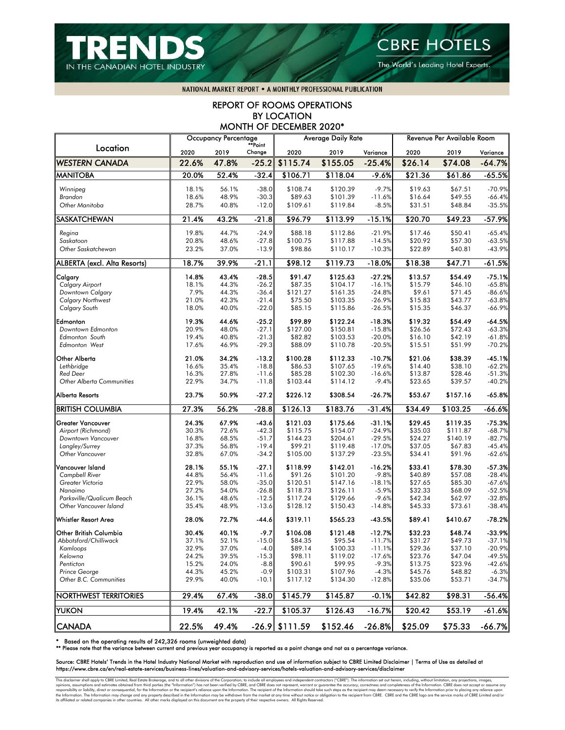# TRENDS IN THE CANADIAN HOTEL INDUSTRY

CBRE HOTELS
The World's Leading Hotel Experts.

NATIONAL MARKET REPORT • A MONTHLY PROFESSIONAL PUBLICATION

## REPORT OF ROOMS OPERATIONS BY LOCATION MONTH OF DECEMBER 2020*

| Location | Occupancy Percentage | | | Average Daily Rate | | | Revenue Per Available Room | | |
|---|---|---|---|---|---|---|---|---|---|
| | 2020 | 2019 | **Point Change | 2020 | 2019 | Variance | 2020 | 2019 | Variance |
| **WESTERN CANADA** | **22.6%** | **47.8%** | **-25.2** | **$115.74** | **$155.05** | **-25.4%** | **$26.14** | **$74.08** | **-64.7%** |
| **MANITOBA** | **20.0%** | **52.4%** | **-32.4** | **$106.71** | **$118.04** | **-9.6%** | **$21.36** | **$61.86** | **-65.5%** |
| *Winnipeg* | 18.1% | 56.1% | -38.0 | $108.74 | $120.39 | -9.7% | $19.63 | $67.51 | -70.9% |
| *Brandon* | 18.6% | 48.9% | -30.3 | $89.63 | $101.39 | -11.6% | $16.64 | $49.55 | -66.4% |
| *Other Manitoba* | 28.7% | 40.8% | -12.0 | $109.61 | $119.84 | -8.5% | $31.51 | $48.84 | -35.5% |
| **SASKATCHEWAN** | **21.4%** | **43.2%** | **-21.8** | **$96.79** | **$113.99** | **-15.1%** | **$20.70** | **$49.23** | **-57.9%** |
| *Regina* | 19.8% | 44.7% | -24.9 | $88.18 | $112.86 | -21.9% | $17.46 | $50.41 | -65.4% |
| *Saskatoon* | 20.8% | 48.6% | -27.8 | $100.75 | $117.88 | -14.5% | $20.92 | $57.30 | -63.5% |
| *Other Saskatchewan* | 23.2% | 37.0% | -13.9 | $98.86 | $110.17 | -10.3% | $22.89 | $40.81 | -43.9% |
| **ALBERTA (excl. Alta Resorts)** | **18.7%** | **39.9%** | **-21.1** | **$98.12** | **$119.73** | **-18.0%** | **$18.38** | **$47.71** | **-61.5%** |
| **Calgary** | **14.8%** | **43.4%** | **-28.5** | **$91.47** | **$125.63** | **-27.2%** | **$13.57** | **$54.49** | **-75.1%** |
| *Calgary Airport* | 18.1% | 44.3% | -26.2 | $87.35 | $104.17 | -16.1% | $15.79 | $46.10 | -65.8% |
| *Downtown Calgary* | 7.9% | 44.3% | -36.4 | $121.27 | $161.35 | -24.8% | $9.61 | $71.45 | -86.6% |
| *Calgary Northwest* | 21.0% | 42.3% | -21.4 | $75.50 | $103.35 | -26.9% | $15.83 | $43.77 | -63.8% |
| *Calgary South* | 18.0% | 40.0% | -22.0 | $85.15 | $115.86 | -26.5% | $15.35 | $46.37 | -66.9% |
| **Edmonton** | **19.3%** | **44.6%** | **-25.2** | **$99.89** | **$122.24** | **-18.3%** | **$19.32** | **$54.49** | **-64.5%** |
| *Downtown Edmonton* | 20.9% | 48.0% | -27.1 | $127.00 | $150.81 | -15.8% | $26.56 | $72.43 | -63.3% |
| *Edmonton South* | 19.4% | 40.8% | -21.3 | $82.82 | $103.53 | -20.0% | $16.10 | $42.19 | -61.8% |
| *Edmonton West* | 17.6% | 46.9% | -29.3 | $88.09 | $110.78 | -20.5% | $15.51 | $51.99 | -70.2% |
| **Other Alberta** | **21.0%** | **34.2%** | **-13.2** | **$100.28** | **$112.33** | **-10.7%** | **$21.06** | **$38.39** | **-45.1%** |
| *Lethbridge* | 16.6% | 35.4% | -18.8 | $86.53 | $107.65 | -19.6% | $14.40 | $38.10 | -62.2% |
| *Red Deer* | 16.3% | 27.8% | -11.6 | $85.28 | $102.30 | -16.6% | $13.87 | $28.46 | -51.3% |
| *Other Alberta Communities* | 22.9% | 34.7% | -11.8 | $103.44 | $114.12 | -9.4% | $23.65 | $39.57 | -40.2% |
| **Alberta Resorts** | **23.7%** | **50.9%** | **-27.2** | **$226.12** | **$308.54** | **-26.7%** | **$53.67** | **$157.16** | **-65.8%** |
| **BRITISH COLUMBIA** | **27.3%** | **56.2%** | **-28.8** | **$126.13** | **$183.76** | **-31.4%** | **$34.49** | **$103.25** | **-66.6%** |
| **Greater Vancouver** | **24.3%** | **67.9%** | **-43.6** | **$121.03** | **$175.66** | **-31.1%** | **$29.45** | **$119.35** | **-75.3%** |
| *Airport (Richmond)* | 30.3% | 72.6% | -42.3 | $115.75 | $154.07 | -24.9% | $35.03 | $111.87 | -68.7% |
| *Downtown Vancouver* | 16.8% | 68.5% | -51.7 | $144.23 | $204.61 | -29.5% | $24.27 | $140.19 | -82.7% |
| *Langley/Surrey* | 37.3% | 56.8% | -19.4 | $99.21 | $119.48 | -17.0% | $37.05 | $67.83 | -45.4% |
| *Other Vancouver* | 32.8% | 67.0% | -34.2 | $105.00 | $137.29 | -23.5% | $34.41 | $91.96 | -62.6% |
| **Vancouver Island** | **28.1%** | **55.1%** | **-27.1** | **$118.99** | **$142.01** | **-16.2%** | **$33.41** | **$78.30** | **-57.3%** |
| *Campbell River* | 44.8% | 56.4% | -11.6 | $91.26 | $101.20 | -9.8% | $40.89 | $57.08 | -28.4% |
| *Greater Victoria* | 22.9% | 58.0% | -35.0 | $120.51 | $147.16 | -18.1% | $27.65 | $85.30 | -67.6% |
| *Nanaimo* | 27.2% | 54.0% | -26.8 | $118.73 | $126.11 | -5.9% | $32.33 | $68.09 | -52.5% |
| *Parksville/Qualicum Beach* | 36.1% | 48.6% | -12.5 | $117.24 | $129.66 | -9.6% | $42.34 | $62.97 | -32.8% |
| *Other Vancouver Island* | 35.4% | 48.9% | -13.6 | $128.12 | $150.43 | -14.8% | $45.33 | $73.61 | -38.4% |
| **Whistler Resort Area** | **28.0%** | **72.7%** | **-44.6** | **$319.11** | **$565.23** | **-43.5%** | **$89.41** | **$410.67** | **-78.2%** |
| **Other British Columbia** | **30.4%** | **40.1%** | **-9.7** | **$106.08** | **$121.48** | **-12.7%** | **$32.23** | **$48.74** | **-33.9%** |
| *Abbotsford/Chilliwack* | 37.1% | 52.1% | -15.0 | $84.35 | $95.54 | -11.7% | $31.27 | $49.73 | -37.1% |
| *Kamloops* | 32.9% | 37.0% | -4.0 | $89.14 | $100.33 | -11.1% | $29.36 | $37.10 | -20.9% |
| *Kelowna* | 24.2% | 39.5% | -15.3 | $98.11 | $119.02 | -17.6% | $23.76 | $47.04 | -49.5% |
| *Penticton* | 15.2% | 24.0% | -8.8 | $90.61 | $99.95 | -9.3% | $13.75 | $23.96 | -42.6% |
| *Prince George* | 44.3% | 45.2% | -0.9 | $103.31 | $107.96 | -4.3% | $45.76 | $48.82 | -6.3% |
| *Other B.C. Communities* | 29.9% | 40.0% | -10.1 | $117.12 | $134.30 | -12.8% | $35.06 | $53.71 | -34.7% |
| **NORTHWEST TERRITORIES** | **29.4%** | **67.4%** | **-38.0** | **$145.79** | **$145.87** | **-0.1%** | **$42.82** | **$98.31** | **-56.4%** |
| **YUKON** | **19.4%** | **42.1%** | **-22.7** | **$105.37** | **$126.43** | **-16.7%** | **$20.42** | **$53.19** | **-61.6%** |
| **CANADA** | **22.5%** | **49.4%** | **-26.9** | **$111.59** | **$152.46** | **-26.8%** | **$25.09** | **$75.33** | **-66.7%** |

\* Based on the operating results of 242,326 rooms (unweighted data)

** Please note that the variance between current and previous year occupancy is reported as a point change and not as a percentage variance.

Source: CBRE Hotels' Trends in the Hotel Industry National Market with reproduction and use of information subject to CBRE Limited Disclaimer | Terms of Use as detailed at https://www.cbre.ca/en/real-estate-services/business-lines/valuation-and-advisory-services/hotels-valuation-and-advisory-services/disclaimer

This disclaimer shall apply to CBRE Limited, Real Estate Brokerage, and to all other divisions of the Corporation; to include all employees and independent contractors ("CBRE"). The information set out herein, including, without limitation, any projections, images, opinions, assumptions and estimates obtained from third parties (the "Information") has not been verified by CBRE, and CBRE does not represent, warrant or guarantee the accuracy, correctness and completeness of the Information. CBRE does not accept or assume any responsibility or liability, direct or consequential, for the Information or the recipient's reliance upon the Information. The recipient of the Information should take such steps as the recipient may deem necessary to verify the Information prior to placing any reliance upon the Information. The Information may change and any property described in the Information may be withdrawn from the market at any time without notice or obligation to the recipient from CBRE. CBRE and the CBRE logo are the service marks of CBRE Limited and/or its affiliated or related companies in other countries. All other marks displayed on this document are the property of their respective owners. All Rights Reserved.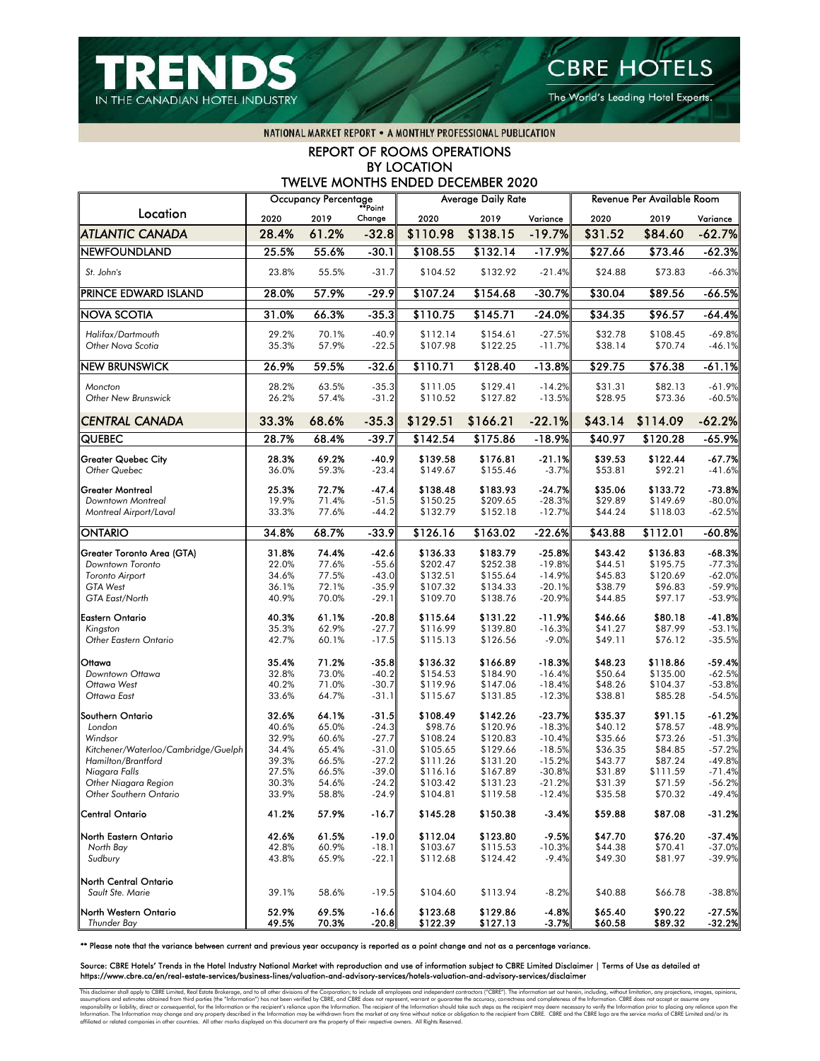# TRENDS IN THE CANADIAN HOTEL INDUSTRY

CBRE HOTELS
The World's Leading Hotel Experts.

NATIONAL MARKET REPORT • A MONTHLY PROFESSIONAL PUBLICATION

## REPORT OF ROOMS OPERATIONS BY LOCATION TWELVE MONTHS ENDED DECEMBER 2020

| Location | Occupancy Percentage | | | Average Daily Rate | | | Revenue Per Available Room | | |
|---|---|---|---|---|---|---|---|---|---|
| | 2020 | 2019 | **Point Change | 2020 | 2019 | Variance | 2020 | 2019 | Variance |
| **ATLANTIC CANADA** | **28.4%** | **61.2%** | **-32.8** | **$110.98** | **$138.15** | **-19.7%** | **$31.52** | **$84.60** | **-62.7%** |
| **NEWFOUNDLAND** | **25.5%** | **55.6%** | **-30.1** | **$108.55** | **$132.14** | **-17.9%** | **$27.66** | **$73.46** | **-62.3%** |
| *St. John's* | 23.8% | 55.5% | -31.7 | $104.52 | $132.92 | -21.4% | $24.88 | $73.83 | -66.3% |
| **PRINCE EDWARD ISLAND** | **28.0%** | **57.9%** | **-29.9** | **$107.24** | **$154.68** | **-30.7%** | **$30.04** | **$89.56** | **-66.5%** |
| **NOVA SCOTIA** | **31.0%** | **66.3%** | **-35.3** | **$110.75** | **$145.71** | **-24.0%** | **$34.35** | **$96.57** | **-64.4%** |
| *Halifax/Dartmouth* | 29.2% | 70.1% | -40.9 | $112.14 | $154.61 | -27.5% | $32.78 | $108.45 | -69.8% |
| *Other Nova Scotia* | 35.3% | 57.9% | -22.5 | $107.98 | $122.25 | -11.7% | $38.14 | $70.74 | -46.1% |
| **NEW BRUNSWICK** | **26.9%** | **59.5%** | **-32.6** | **$110.71** | **$128.40** | **-13.8%** | **$29.75** | **$76.38** | **-61.1%** |
| *Moncton* | 28.2% | 63.5% | -35.3 | $111.05 | $129.41 | -14.2% | $31.31 | $82.13 | -61.9% |
| *Other New Brunswick* | 26.2% | 57.4% | -31.2 | $110.52 | $127.82 | -13.5% | $28.95 | $73.36 | -60.5% |
| **CENTRAL CANADA** | **33.3%** | **68.6%** | **-35.3** | **$129.51** | **$166.21** | **-22.1%** | **$43.14** | **$114.09** | **-62.2%** |
| **QUEBEC** | **28.7%** | **68.4%** | **-39.7** | **$142.54** | **$175.86** | **-18.9%** | **$40.97** | **$120.28** | **-65.9%** |
| Greater Quebec City | 28.3% | 69.2% | -40.9 | $139.58 | $176.81 | -21.1% | $39.53 | $122.44 | -67.7% |
| *Other Quebec* | 36.0% | 59.3% | -23.4 | $149.67 | $155.46 | -3.7% | $53.81 | $92.21 | -41.6% |
| Greater Montreal | 25.3% | 72.7% | -47.4 | $138.48 | $183.93 | -24.7% | $35.06 | $133.72 | -73.8% |
| *Downtown Montreal* | 19.9% | 71.4% | -51.5 | $150.25 | $209.65 | -28.3% | $29.89 | $149.69 | -80.0% |
| *Montreal Airport/Laval* | 33.3% | 77.6% | -44.2 | $132.79 | $152.18 | -12.7% | $44.24 | $118.03 | -62.5% |
| **ONTARIO** | **34.8%** | **68.7%** | **-33.9** | **$126.16** | **$163.02** | **-22.6%** | **$43.88** | **$112.01** | **-60.8%** |
| Greater Toronto Area (GTA) | 31.8% | 74.4% | -42.6 | $136.33 | $183.79 | -25.8% | $43.42 | $136.83 | -68.3% |
| *Downtown Toronto* | 22.0% | 77.6% | -55.6 | $202.47 | $252.38 | -19.8% | $44.51 | $195.75 | -77.3% |
| *Toronto Airport* | 34.6% | 77.5% | -43.0 | $132.51 | $155.64 | -14.9% | $45.83 | $120.69 | -62.0% |
| *GTA West* | 36.1% | 72.1% | -35.9 | $107.32 | $134.33 | -20.1% | $38.79 | $96.83 | -59.9% |
| *GTA East/North* | 40.9% | 70.0% | -29.1 | $109.70 | $138.76 | -20.9% | $44.85 | $97.17 | -53.9% |
| Eastern Ontario | 40.3% | 61.1% | -20.8 | $115.64 | $131.22 | -11.9% | $46.66 | $80.18 | -41.8% |
| *Kingston* | 35.3% | 62.9% | -27.7 | $116.99 | $139.80 | -16.3% | $41.27 | $87.99 | -53.1% |
| *Other Eastern Ontario* | 42.7% | 60.1% | -17.5 | $115.13 | $126.56 | -9.0% | $49.11 | $76.12 | -35.5% |
| Ottawa | 35.4% | 71.2% | -35.8 | $136.32 | $166.89 | -18.3% | $48.23 | $118.86 | -59.4% |
| *Downtown Ottawa* | 32.8% | 73.0% | -40.2 | $154.53 | $184.90 | -16.4% | $50.64 | $135.00 | -62.5% |
| *Ottawa West* | 40.2% | 71.0% | -30.7 | $119.96 | $147.06 | -18.4% | $48.26 | $104.37 | -53.8% |
| *Ottawa East* | 33.6% | 64.7% | -31.1 | $115.67 | $131.85 | -12.3% | $38.81 | $85.28 | -54.5% |
| Southern Ontario | 32.6% | 64.1% | -31.5 | $108.49 | $142.26 | -23.7% | $35.37 | $91.15 | -61.2% |
| *London* | 40.6% | 65.0% | -24.3 | $98.76 | $120.96 | -18.3% | $40.12 | $78.57 | -48.9% |
| *Windsor* | 32.9% | 60.6% | -27.7 | $108.24 | $120.83 | -10.4% | $35.66 | $73.26 | -51.3% |
| *Kitchener/Waterloo/Cambridge/Guelph* | 34.4% | 65.4% | -31.0 | $105.65 | $129.66 | -18.5% | $36.35 | $84.85 | -57.2% |
| *Hamilton/Brantford* | 39.3% | 66.5% | -27.2 | $111.26 | $131.20 | -15.2% | $43.77 | $87.24 | -49.8% |
| *Niagara Falls* | 27.5% | 66.5% | -39.0 | $116.16 | $167.89 | -30.8% | $31.89 | $111.59 | -71.4% |
| *Other Niagara Region* | 30.3% | 54.6% | -24.2 | $103.42 | $131.23 | -21.2% | $31.39 | $71.59 | -56.2% |
| *Other Southern Ontario* | 33.9% | 58.8% | -24.9 | $104.81 | $119.58 | -12.4% | $35.58 | $70.32 | -49.4% |
| Central Ontario | 41.2% | 57.9% | -16.7 | $145.28 | $150.38 | -3.4% | $59.88 | $87.08 | -31.2% |
| North Eastern Ontario | 42.6% | 61.5% | -19.0 | $112.04 | $123.80 | -9.5% | $47.70 | $76.20 | -37.4% |
| *North Bay* | 42.8% | 60.9% | -18.1 | $103.67 | $115.53 | -10.3% | $44.38 | $70.41 | -37.0% |
| *Sudbury* | 43.8% | 65.9% | -22.1 | $112.68 | $124.42 | -9.4% | $49.30 | $81.97 | -39.9% |
| North Central Ontario | | | | | | | | | |
| *Sault Ste. Marie* | 39.1% | 58.6% | -19.5 | $104.60 | $113.94 | -8.2% | $40.88 | $66.78 | -38.8% |
| North Western Ontario | 52.9% | 69.5% | -16.6 | $123.68 | $129.86 | -4.8% | $65.40 | $90.22 | -27.5% |
| *Thunder Bay* | 49.5% | 70.3% | -20.8 | $122.39 | $127.13 | -3.7% | $60.58 | $89.32 | -32.2% |

** Please note that the variance between current and previous year occupancy is reported as a point change and not as a percentage variance.

Source: CBRE Hotels' Trends in the Hotel Industry National Market with reproduction and use of information subject to CBRE Limited Disclaimer | Terms of Use as detailed at https://www.cbre.ca/en/real-estate-services/business-lines/valuation-and-advisory-services/hotels-valuation-and-advisory-services/disclaimer

This disclaimer shall apply to CBRE Limited, Real Estate Brokerage, and to all other divisions of the Corporation; to include all employees and independent contractors ("CBRE"). The information set out herein, including, without limitation, any projections, images, opinions, assumptions and estimates obtained from third parties (the "Information") has not been verified by CBRE, and CBRE does not represent, warrant or guarantee the accuracy, correctness and completeness of the Information. CBRE does not accept or assume any responsibility or liability, direct or consequential, for the Information or the recipient's reliance upon the Information. The recipient of the Information should take such steps as the recipient may deem necessary to verify the Information prior to placing any reliance upon the Information. The Information may change and any property described in the Information may be withdrawn from the market at any time without notice or obligation to the recipient from CBRE. CBRE and the CBRE logo are the service marks of CBRE Limited and/or its affiliated or related companies in other countries. All other marks displayed on this document are the property of their respective owners. All Rights Reserved.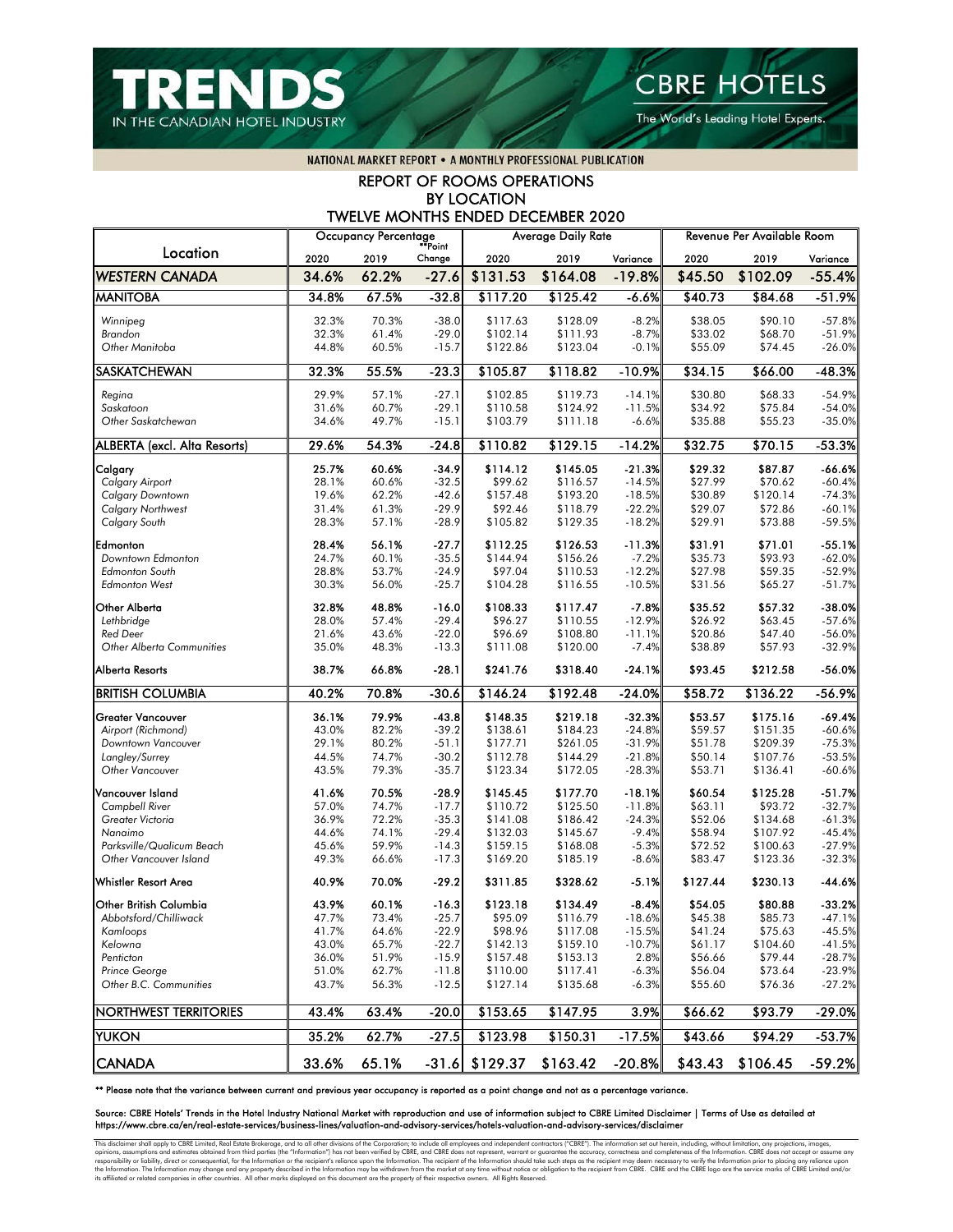# TRENDS IN THE CANADIAN HOTEL INDUSTRY

**CBRE HOTELS**
The World's Leading Hotel Experts.

NATIONAL MARKET REPORT • A MONTHLY PROFESSIONAL PUBLICATION

## REPORT OF ROOMS OPERATIONS BY LOCATION TWELVE MONTHS ENDED DECEMBER 2020

| Location | Occupancy Percentage | | | Average Daily Rate | | | Revenue Per Available Room | | |
|---|---|---|---|---|---|---|---|---|---|
| | 2020 | 2019 | **Point Change | 2020 | 2019 | Variance | 2020 | 2019 | Variance |
| **WESTERN CANADA** | **34.6%** | **62.2%** | **-27.6** | **$131.53** | **$164.08** | **-19.8%** | **$45.50** | **$102.09** | **-55.4%** |
| **MANITOBA** | **34.8%** | **67.5%** | **-32.8** | **$117.20** | **$125.42** | **-6.6%** | **$40.73** | **$84.68** | **-51.9%** |
| *Winnipeg* | 32.3% | 70.3% | -38.0 | $117.63 | $128.09 | -8.2% | $38.05 | $90.10 | -57.8% |
| *Brandon* | 32.3% | 61.4% | -29.0 | $102.14 | $111.93 | -8.7% | $33.02 | $68.70 | -51.9% |
| *Other Manitoba* | 44.8% | 60.5% | -15.7 | $122.86 | $123.04 | -0.1% | $55.09 | $74.45 | -26.0% |
| **SASKATCHEWAN** | **32.3%** | **55.5%** | **-23.3** | **$105.87** | **$118.82** | **-10.9%** | **$34.15** | **$66.00** | **-48.3%** |
| *Regina* | 29.9% | 57.1% | -27.1 | $102.85 | $119.73 | -14.1% | $30.80 | $68.33 | -54.9% |
| *Saskatoon* | 31.6% | 60.7% | -29.1 | $110.58 | $124.92 | -11.5% | $34.92 | $75.84 | -54.0% |
| *Other Saskatchewan* | 34.6% | 49.7% | -15.1 | $103.79 | $111.18 | -6.6% | $35.88 | $55.23 | -35.0% |
| **ALBERTA (excl. Alta Resorts)** | **29.6%** | **54.3%** | **-24.8** | **$110.82** | **$129.15** | **-14.2%** | **$32.75** | **$70.15** | **-53.3%** |
| **Calgary** | **25.7%** | **60.6%** | **-34.9** | **$114.12** | **$145.05** | **-21.3%** | **$29.32** | **$87.87** | **-66.6%** |
| *Calgary Airport* | 28.1% | 60.6% | -32.5 | $99.62 | $116.57 | -14.5% | $27.99 | $70.62 | -60.4% |
| *Calgary Downtown* | 19.6% | 62.2% | -42.6 | $157.48 | $193.20 | -18.5% | $30.89 | $120.14 | -74.3% |
| *Calgary Northwest* | 31.4% | 61.3% | -29.9 | $92.46 | $118.79 | -22.2% | $29.07 | $72.86 | -60.1% |
| *Calgary South* | 28.3% | 57.1% | -28.9 | $105.82 | $129.35 | -18.2% | $29.91 | $73.88 | -59.5% |
| **Edmonton** | **28.4%** | **56.1%** | **-27.7** | **$112.25** | **$126.53** | **-11.3%** | **$31.91** | **$71.01** | **-55.1%** |
| *Downtown Edmonton* | 24.7% | 60.1% | -35.5 | $144.94 | $156.26 | -7.2% | $35.73 | $93.93 | -62.0% |
| *Edmonton South* | 28.8% | 53.7% | -24.9 | $97.04 | $110.53 | -12.2% | $27.98 | $59.35 | -52.9% |
| *Edmonton West* | 30.3% | 56.0% | -25.7 | $104.28 | $116.55 | -10.5% | $31.56 | $65.27 | -51.7% |
| **Other Alberta** | **32.8%** | **48.8%** | **-16.0** | **$108.33** | **$117.47** | **-7.8%** | **$35.52** | **$57.32** | **-38.0%** |
| *Lethbridge* | 28.0% | 57.4% | -29.4 | $96.27 | $110.55 | -12.9% | $26.92 | $63.45 | -57.6% |
| *Red Deer* | 21.6% | 43.6% | -22.0 | $96.69 | $108.80 | -11.1% | $20.86 | $47.40 | -56.0% |
| *Other Alberta Communities* | 35.0% | 48.3% | -13.3 | $111.08 | $120.00 | -7.4% | $38.89 | $57.93 | -32.9% |
| **Alberta Resorts** | **38.7%** | **66.8%** | **-28.1** | **$241.76** | **$318.40** | **-24.1%** | **$93.45** | **$212.58** | **-56.0%** |
| **BRITISH COLUMBIA** | **40.2%** | **70.8%** | **-30.6** | **$146.24** | **$192.48** | **-24.0%** | **$58.72** | **$136.22** | **-56.9%** |
| **Greater Vancouver** | **36.1%** | **79.9%** | **-43.8** | **$148.35** | **$219.18** | **-32.3%** | **$53.57** | **$175.16** | **-69.4%** |
| *Airport (Richmond)* | 43.0% | 82.2% | -39.2 | $138.61 | $184.23 | -24.8% | $59.57 | $151.35 | -60.6% |
| *Downtown Vancouver* | 29.1% | 80.2% | -51.1 | $177.71 | $261.05 | -31.9% | $51.78 | $209.39 | -75.3% |
| *Langley/Surrey* | 44.5% | 74.7% | -30.2 | $112.78 | $144.29 | -21.8% | $50.14 | $107.76 | -53.5% |
| *Other Vancouver* | 43.5% | 79.3% | -35.7 | $123.34 | $172.05 | -28.3% | $53.71 | $136.41 | -60.6% |
| **Vancouver Island** | **41.6%** | **70.5%** | **-28.9** | **$145.45** | **$177.70** | **-18.1%** | **$60.54** | **$125.28** | **-51.7%** |
| *Campbell River* | 57.0% | 74.7% | -17.7 | $110.72 | $125.50 | -11.8% | $63.11 | $93.72 | -32.7% |
| *Greater Victoria* | 36.9% | 72.2% | -35.3 | $141.08 | $186.42 | -24.3% | $52.06 | $134.68 | -61.3% |
| *Nanaimo* | 44.6% | 74.1% | -29.4 | $132.03 | $145.67 | -9.4% | $58.94 | $107.92 | -45.4% |
| *Parksville/Qualicum Beach* | 45.6% | 59.9% | -14.3 | $159.15 | $168.08 | -5.3% | $72.52 | $100.63 | -27.9% |
| *Other Vancouver Island* | 49.3% | 66.6% | -17.3 | $169.20 | $185.19 | -8.6% | $83.47 | $123.36 | -32.3% |
| **Whistler Resort Area** | **40.9%** | **70.0%** | **-29.2** | **$311.85** | **$328.62** | **-5.1%** | **$127.44** | **$230.13** | **-44.6%** |
| **Other British Columbia** | **43.9%** | **60.1%** | **-16.3** | **$123.18** | **$134.49** | **-8.4%** | **$54.05** | **$80.88** | **-33.2%** |
| *Abbotsford/Chilliwack* | 47.7% | 73.4% | -25.7 | $95.09 | $116.79 | -18.6% | $45.38 | $85.73 | -47.1% |
| *Kamloops* | 41.7% | 64.6% | -22.9 | $98.96 | $117.08 | -15.5% | $41.24 | $75.63 | -45.5% |
| *Kelowna* | 43.0% | 65.7% | -22.7 | $142.13 | $159.10 | -10.7% | $61.17 | $104.60 | -41.5% |
| *Penticton* | 36.0% | 51.9% | -15.9 | $157.48 | $153.13 | 2.8% | $56.66 | $79.44 | -28.7% |
| *Prince George* | 51.0% | 62.7% | -11.8 | $110.00 | $117.41 | -6.3% | $56.04 | $73.64 | -23.9% |
| *Other B.C. Communities* | 43.7% | 56.3% | -12.5 | $127.14 | $135.68 | -6.3% | $55.60 | $76.36 | -27.2% |
| **NORTHWEST TERRITORIES** | **43.4%** | **63.4%** | **-20.0** | **$153.65** | **$147.95** | **3.9%** | **$66.62** | **$93.79** | **-29.0%** |
| **YUKON** | **35.2%** | **62.7%** | **-27.5** | **$123.98** | **$150.31** | **-17.5%** | **$43.66** | **$94.29** | **-53.7%** |
| **CANADA** | **33.6%** | **65.1%** | **-31.6** | **$129.37** | **$163.42** | **-20.8%** | **$43.43** | **$106.45** | **-59.2%** |

** Please note that the variance between current and previous year occupancy is reported as a point change and not as a percentage variance.

Source: CBRE Hotels' Trends in the Hotel Industry National Market with reproduction and use of information subject to CBRE Limited Disclaimer | Terms of Use as detailed at https://www.cbre.ca/en/real-estate-services/business-lines/valuation-and-advisory-services/hotels-valuation-and-advisory-services/disclaimer

This disclaimer shall apply to CBRE Limited, Real Estate Brokerage, and to all other divisions of the Corporation; to include all employees and independent contractors ("CBRE"). The information set out herein, including, without limitation, any projections, images, opinions, assumptions and estimates obtained from third parties (the "Information") has not been verified by CBRE, and CBRE does not represent, warrant or guarantee the accuracy, correctness and completeness of the Information. CBRE does not accept or assume any responsibility or liability, direct or consequential, for the Information or the recipient's reliance upon the Information. The recipient of the Information should take such steps as the recipient may deem necessary to verify the Information prior to placing any reliance upon the Information. The Information may change and any property described in the Information may be withdrawn from the market at any time without notice or obligation to the recipient from CBRE. CBRE and the CBRE logo are the service marks of CBRE Limited and/or its affiliated or related companies in other countries. All other marks displayed on this document are the property of their respective owners. All Rights Reserved.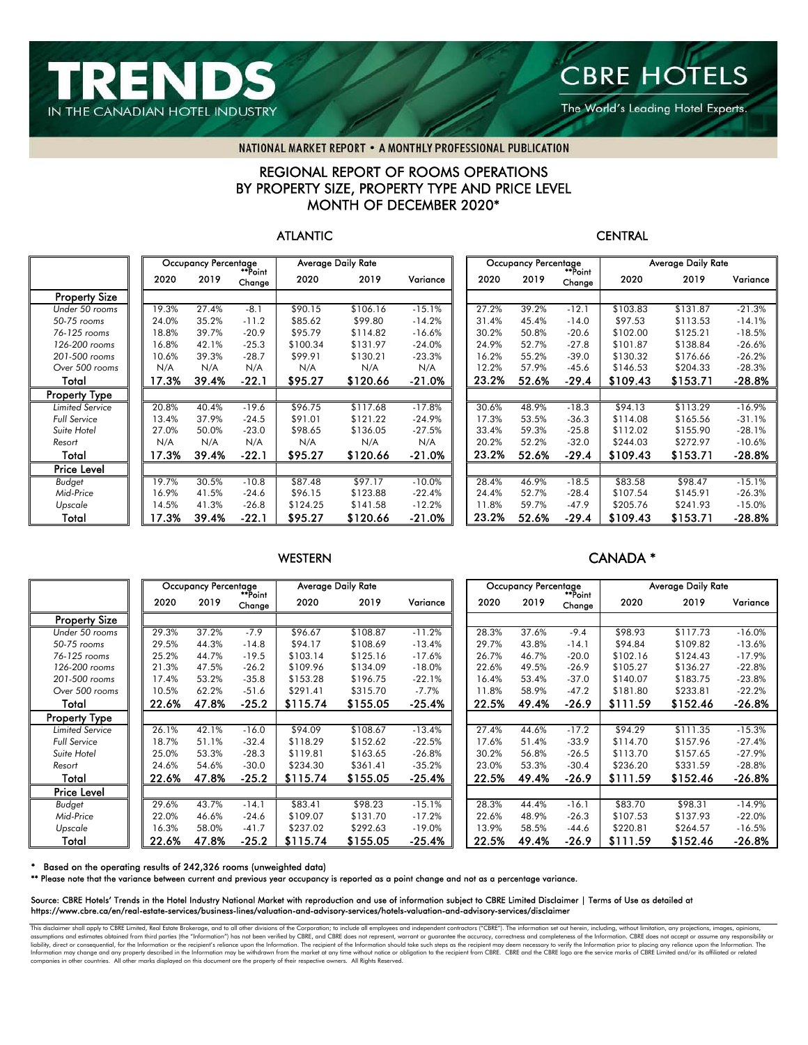# TRENDS IN THE CANADIAN HOTEL INDUSTRY

**CBRE HOTELS** — The World's Leading Hotel Experts.

NATIONAL MARKET REPORT • A MONTHLY PROFESSIONAL PUBLICATION

## REGIONAL REPORT OF ROOMS OPERATIONS BY PROPERTY SIZE, PROPERTY TYPE AND PRICE LEVEL MONTH OF DECEMBER 2020*

### ATLANTIC

| | Occupancy Percentage | | | Average Daily Rate | | |
|---|---|---|---|---|---|---|
| | 2020 | 2019 | **Point Change | 2020 | 2019 | Variance |
| **Property Size** | | | | | | |
| *Under 50 rooms* | 19.3% | 27.4% | -8.1 | $90.15 | $106.16 | -15.1% |
| *50-75 rooms* | 24.0% | 35.2% | -11.2 | $85.62 | $99.80 | -14.2% |
| *76-125 rooms* | 18.8% | 39.7% | -20.9 | $95.79 | $114.82 | -16.6% |
| *126-200 rooms* | 16.8% | 42.1% | -25.3 | $100.34 | $131.97 | -24.0% |
| *201-500 rooms* | 10.6% | 39.3% | -28.7 | $99.91 | $130.21 | -23.3% |
| *Over 500 rooms* | N/A | N/A | N/A | N/A | N/A | N/A |
| **Total** | **17.3%** | **39.4%** | **-22.1** | **$95.27** | **$120.66** | **-21.0%** |
| **Property Type** | | | | | | |
| *Limited Service* | 20.8% | 40.4% | -19.6 | $96.75 | $117.68 | -17.8% |
| *Full Service* | 13.4% | 37.9% | -24.5 | $91.01 | $121.22 | -24.9% |
| *Suite Hotel* | 27.0% | 50.0% | -23.0 | $98.65 | $136.05 | -27.5% |
| *Resort* | N/A | N/A | N/A | N/A | N/A | N/A |
| **Total** | **17.3%** | **39.4%** | **-22.1** | **$95.27** | **$120.66** | **-21.0%** |
| **Price Level** | | | | | | |
| *Budget* | 19.7% | 30.5% | -10.8 | $87.48 | $97.17 | -10.0% |
| *Mid-Price* | 16.9% | 41.5% | -24.6 | $96.15 | $123.88 | -22.4% |
| *Upscale* | 14.5% | 41.3% | -26.8 | $124.25 | $141.58 | -12.2% |
| **Total** | **17.3%** | **39.4%** | **-22.1** | **$95.27** | **$120.66** | **-21.0%** |

### CENTRAL

| | Occupancy Percentage | | | Average Daily Rate | | |
|---|---|---|---|---|---|---|
| | 2020 | 2019 | **Point Change | 2020 | 2019 | Variance |
| **Property Size** | | | | | | |
| *Under 50 rooms* | 27.2% | 39.2% | -12.1 | $103.83 | $131.87 | -21.3% |
| *50-75 rooms* | 31.4% | 45.4% | -14.0 | $97.53 | $113.53 | -14.1% |
| *76-125 rooms* | 30.2% | 50.8% | -20.6 | $102.00 | $125.21 | -18.5% |
| *126-200 rooms* | 24.9% | 52.7% | -27.8 | $101.87 | $138.84 | -26.6% |
| *201-500 rooms* | 16.2% | 55.2% | -39.0 | $130.32 | $176.66 | -26.2% |
| *Over 500 rooms* | 12.2% | 57.9% | -45.6 | $146.53 | $204.33 | -28.3% |
| **Total** | **23.2%** | **52.6%** | **-29.4** | **$109.43** | **$153.71** | **-28.8%** |
| **Property Type** | | | | | | |
| *Limited Service* | 30.6% | 48.9% | -18.3 | $94.13 | $113.29 | -16.9% |
| *Full Service* | 17.3% | 53.5% | -36.3 | $114.08 | $165.56 | -31.1% |
| *Suite Hotel* | 33.4% | 59.3% | -25.8 | $112.02 | $155.90 | -28.1% |
| *Resort* | 20.2% | 52.2% | -32.0 | $244.03 | $272.97 | -10.6% |
| **Total** | **23.2%** | **52.6%** | **-29.4** | **$109.43** | **$153.71** | **-28.8%** |
| **Price Level** | | | | | | |
| *Budget* | 28.4% | 46.9% | -18.5 | $83.58 | $98.47 | -15.1% |
| *Mid-Price* | 24.4% | 52.7% | -28.4 | $107.54 | $145.91 | -26.3% |
| *Upscale* | 11.8% | 59.7% | -47.9 | $205.76 | $241.93 | -15.0% |
| **Total** | **23.2%** | **52.6%** | **-29.4** | **$109.43** | **$153.71** | **-28.8%** |

### WESTERN

| | Occupancy Percentage | | | Average Daily Rate | | |
|---|---|---|---|---|---|---|
| | 2020 | 2019 | **Point Change | 2020 | 2019 | Variance |
| **Property Size** | | | | | | |
| *Under 50 rooms* | 29.3% | 37.2% | -7.9 | $96.67 | $108.87 | -11.2% |
| *50-75 rooms* | 29.5% | 44.3% | -14.8 | $94.17 | $108.69 | -13.4% |
| *76-125 rooms* | 25.2% | 44.7% | -19.5 | $103.14 | $125.16 | -17.6% |
| *126-200 rooms* | 21.3% | 47.5% | -26.2 | $109.96 | $134.09 | -18.0% |
| *201-500 rooms* | 17.4% | 53.2% | -35.8 | $153.28 | $196.75 | -22.1% |
| *Over 500 rooms* | 10.5% | 62.2% | -51.6 | $291.41 | $315.70 | -7.7% |
| **Total** | **22.6%** | **47.8%** | **-25.2** | **$115.74** | **$155.05** | **-25.4%** |
| **Property Type** | | | | | | |
| *Limited Service* | 26.1% | 42.1% | -16.0 | $94.09 | $108.67 | -13.4% |
| *Full Service* | 18.7% | 51.1% | -32.4 | $118.29 | $152.62 | -22.5% |
| *Suite Hotel* | 25.0% | 53.3% | -28.3 | $119.81 | $163.65 | -26.8% |
| *Resort* | 24.6% | 54.6% | -30.0 | $234.30 | $361.41 | -35.2% |
| **Total** | **22.6%** | **47.8%** | **-25.2** | **$115.74** | **$155.05** | **-25.4%** |
| **Price Level** | | | | | | |
| *Budget* | 29.6% | 43.7% | -14.1 | $83.41 | $98.23 | -15.1% |
| *Mid-Price* | 22.0% | 46.6% | -24.6 | $109.07 | $131.70 | -17.2% |
| *Upscale* | 16.3% | 58.0% | -41.7 | $237.02 | $292.63 | -19.0% |
| **Total** | **22.6%** | **47.8%** | **-25.2** | **$115.74** | **$155.05** | **-25.4%** |

### CANADA *

| | Occupancy Percentage | | | Average Daily Rate | | |
|---|---|---|---|---|---|---|
| | 2020 | 2019 | **Point Change | 2020 | 2019 | Variance |
| **Property Size** | | | | | | |
| *Under 50 rooms* | 28.3% | 37.6% | -9.4 | $98.93 | $117.73 | -16.0% |
| *50-75 rooms* | 29.7% | 43.8% | -14.1 | $94.84 | $109.82 | -13.6% |
| *76-125 rooms* | 26.7% | 46.7% | -20.0 | $102.16 | $124.43 | -17.9% |
| *126-200 rooms* | 22.6% | 49.5% | -26.9 | $105.27 | $136.27 | -22.8% |
| *201-500 rooms* | 16.4% | 53.4% | -37.0 | $140.07 | $183.75 | -23.8% |
| *Over 500 rooms* | 11.8% | 58.9% | -47.2 | $181.80 | $233.81 | -22.2% |
| **Total** | **22.5%** | **49.4%** | **-26.9** | **$111.59** | **$152.46** | **-26.8%** |
| **Property Type** | | | | | | |
| *Limited Service* | 27.4% | 44.6% | -17.2 | $94.29 | $111.35 | -15.3% |
| *Full Service* | 17.6% | 51.4% | -33.9 | $114.70 | $157.96 | -27.4% |
| *Suite Hotel* | 30.2% | 56.8% | -26.5 | $113.70 | $157.65 | -27.9% |
| *Resort* | 23.0% | 53.3% | -30.4 | $236.20 | $331.59 | -28.8% |
| **Total** | **22.5%** | **49.4%** | **-26.9** | **$111.59** | **$152.46** | **-26.8%** |
| **Price Level** | | | | | | |
| *Budget* | 28.3% | 44.4% | -16.1 | $83.70 | $98.31 | -14.9% |
| *Mid-Price* | 22.6% | 48.9% | -26.3 | $107.53 | $137.93 | -22.0% |
| *Upscale* | 13.9% | 58.5% | -44.6 | $220.81 | $264.57 | -16.5% |
| **Total** | **22.5%** | **49.4%** | **-26.9** | **$111.59** | **$152.46** | **-26.8%** |

\* Based on the operating results of 242,326 rooms (unweighted data)

** Please note that the variance between current and previous year occupancy is reported as a point change and not as a percentage variance.

Source: CBRE Hotels' Trends in the Hotel Industry National Market with reproduction and use of information subject to CBRE Limited Disclaimer | Terms of Use as detailed at https://www.cbre.ca/en/real-estate-services/business-lines/valuation-and-advisory-services/hotels-valuation-and-advisory-services/disclaimer

This disclaimer shall apply to CBRE Limited, Real Estate Brokerage, and to all other divisions of the Corporation; to include all employees and independent contractors ("CBRE"). The information set out herein, including, without limitation, any projections, images, opinions, assumptions and estimates obtained from third parties (the "Information") has not been verified by CBRE, and CBRE does not represent, warrant or guarantee the accuracy, correctness and completeness of the Information. CBRE does not accept or assume any responsibility or liability, direct or consequential, for the Information or the recipient's reliance upon the Information. The recipient of the Information should take such steps as the recipient may deem necessary to verify the Information prior to placing any reliance upon the Information. The Information may change and any property described in the Information may be withdrawn from the market at any time without notice or obligation to the recipient from CBRE. CBRE and the CBRE logo are the service marks of CBRE Limited and/or its affiliated or related companies in other countries. All other marks displayed on this document are the property of their respective owners. All Rights Reserved.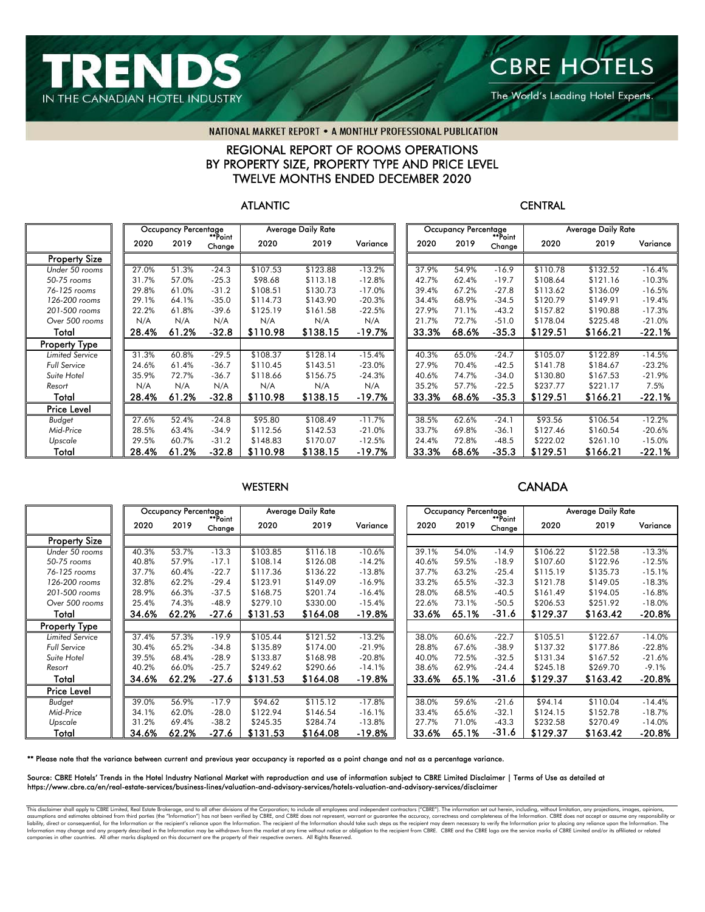# TRENDS IN THE CANADIAN HOTEL INDUSTRY

**CBRE HOTELS**
The World's Leading Hotel Experts.

NATIONAL MARKET REPORT • A MONTHLY PROFESSIONAL PUBLICATION

## REGIONAL REPORT OF ROOMS OPERATIONS BY PROPERTY SIZE, PROPERTY TYPE AND PRICE LEVEL TWELVE MONTHS ENDED DECEMBER 2020

### ATLANTIC

| | Occupancy Percentage | | | Average Daily Rate | | |
|---|---|---|---|---|---|---|
| | 2020 | 2019 | **Point Change | 2020 | 2019 | Variance |
| **Property Size** | | | | | | |
| *Under 50 rooms* | 27.0% | 51.3% | -24.3 | $107.53 | $123.88 | -13.2% |
| *50-75 rooms* | 31.7% | 57.0% | -25.3 | $98.68 | $113.18 | -12.8% |
| *76-125 rooms* | 29.8% | 61.0% | -31.2 | $108.51 | $130.73 | -17.0% |
| *126-200 rooms* | 29.1% | 64.1% | -35.0 | $114.73 | $143.90 | -20.3% |
| *201-500 rooms* | 22.2% | 61.8% | -39.6 | $125.19 | $161.58 | -22.5% |
| *Over 500 rooms* | N/A | N/A | N/A | N/A | N/A | N/A |
| **Total** | **28.4%** | **61.2%** | **-32.8** | **$110.98** | **$138.15** | **-19.7%** |
| **Property Type** | | | | | | |
| *Limited Service* | 31.3% | 60.8% | -29.5 | $108.37 | $128.14 | -15.4% |
| *Full Service* | 24.6% | 61.4% | -36.7 | $110.45 | $143.51 | -23.0% |
| *Suite Hotel* | 35.9% | 72.7% | -36.7 | $118.66 | $156.75 | -24.3% |
| *Resort* | N/A | N/A | N/A | N/A | N/A | N/A |
| **Total** | **28.4%** | **61.2%** | **-32.8** | **$110.98** | **$138.15** | **-19.7%** |
| **Price Level** | | | | | | |
| *Budget* | 27.6% | 52.4% | -24.8 | $95.80 | $108.49 | -11.7% |
| *Mid-Price* | 28.5% | 63.4% | -34.9 | $112.56 | $142.53 | -21.0% |
| *Upscale* | 29.5% | 60.7% | -31.2 | $148.83 | $170.07 | -12.5% |
| **Total** | **28.4%** | **61.2%** | **-32.8** | **$110.98** | **$138.15** | **-19.7%** |

### CENTRAL

| | Occupancy Percentage | | | Average Daily Rate | | |
|---|---|---|---|---|---|---|
| | 2020 | 2019 | **Point Change | 2020 | 2019 | Variance |
| **Property Size** | | | | | | |
| *Under 50 rooms* | 37.9% | 54.9% | -16.9 | $110.78 | $132.52 | -16.4% |
| *50-75 rooms* | 42.7% | 62.4% | -19.7 | $108.64 | $121.16 | -10.3% |
| *76-125 rooms* | 39.4% | 67.2% | -27.8 | $113.62 | $136.09 | -16.5% |
| *126-200 rooms* | 34.4% | 68.9% | -34.5 | $120.79 | $149.91 | -19.4% |
| *201-500 rooms* | 27.9% | 71.1% | -43.2 | $157.82 | $190.88 | -17.3% |
| *Over 500 rooms* | 21.7% | 72.7% | -51.0 | $178.04 | $225.48 | -21.0% |
| **Total** | **33.3%** | **68.6%** | **-35.3** | **$129.51** | **$166.21** | **-22.1%** |
| **Property Type** | | | | | | |
| *Limited Service* | 40.3% | 65.0% | -24.7 | $105.07 | $122.89 | -14.5% |
| *Full Service* | 27.9% | 70.4% | -42.5 | $141.78 | $184.67 | -23.2% |
| *Suite Hotel* | 40.6% | 74.7% | -34.0 | $130.80 | $167.53 | -21.9% |
| *Resort* | 35.2% | 57.7% | -22.5 | $237.77 | $221.17 | 7.5% |
| **Total** | **33.3%** | **68.6%** | **-35.3** | **$129.51** | **$166.21** | **-22.1%** |
| **Price Level** | | | | | | |
| *Budget* | 38.5% | 62.6% | -24.1 | $93.56 | $106.54 | -12.2% |
| *Mid-Price* | 33.7% | 69.8% | -36.1 | $127.46 | $160.54 | -20.6% |
| *Upscale* | 24.4% | 72.8% | -48.5 | $222.02 | $261.10 | -15.0% |
| **Total** | **33.3%** | **68.6%** | **-35.3** | **$129.51** | **$166.21** | **-22.1%** |

### WESTERN

| | Occupancy Percentage | | | Average Daily Rate | | |
|---|---|---|---|---|---|---|
| | 2020 | 2019 | **Point Change | 2020 | 2019 | Variance |
| **Property Size** | | | | | | |
| *Under 50 rooms* | 40.3% | 53.7% | -13.3 | $103.85 | $116.18 | -10.6% |
| *50-75 rooms* | 40.8% | 57.9% | -17.1 | $108.14 | $126.08 | -14.2% |
| *76-125 rooms* | 37.7% | 60.4% | -22.7 | $117.36 | $136.22 | -13.8% |
| *126-200 rooms* | 32.8% | 62.2% | -29.4 | $123.91 | $149.09 | -16.9% |
| *201-500 rooms* | 28.9% | 66.3% | -37.5 | $168.75 | $201.74 | -16.4% |
| *Over 500 rooms* | 25.4% | 74.3% | -48.9 | $279.10 | $330.00 | -15.4% |
| **Total** | **34.6%** | **62.2%** | **-27.6** | **$131.53** | **$164.08** | **-19.8%** |
| **Property Type** | | | | | | |
| *Limited Service* | 37.4% | 57.3% | -19.9 | $105.44 | $121.52 | -13.2% |
| *Full Service* | 30.4% | 65.2% | -34.8 | $135.89 | $174.00 | -21.9% |
| *Suite Hotel* | 39.5% | 68.4% | -28.9 | $133.87 | $168.98 | -20.8% |
| *Resort* | 40.2% | 66.0% | -25.7 | $249.62 | $290.66 | -14.1% |
| **Total** | **34.6%** | **62.2%** | **-27.6** | **$131.53** | **$164.08** | **-19.8%** |
| **Price Level** | | | | | | |
| *Budget* | 39.0% | 56.9% | -17.9 | $94.62 | $115.12 | -17.8% |
| *Mid-Price* | 34.1% | 62.0% | -28.0 | $122.94 | $146.54 | -16.1% |
| *Upscale* | 31.2% | 69.4% | -38.2 | $245.35 | $284.74 | -13.8% |
| **Total** | **34.6%** | **62.2%** | **-27.6** | **$131.53** | **$164.08** | **-19.8%** |

### CANADA

| | Occupancy Percentage | | | Average Daily Rate | | |
|---|---|---|---|---|---|---|
| | 2020 | 2019 | **Point Change | 2020 | 2019 | Variance |
| **Property Size** | | | | | | |
| *Under 50 rooms* | 39.1% | 54.0% | -14.9 | $106.22 | $122.58 | -13.3% |
| *50-75 rooms* | 40.6% | 59.5% | -18.9 | $107.60 | $122.96 | -12.5% |
| *76-125 rooms* | 37.7% | 63.2% | -25.4 | $115.19 | $135.73 | -15.1% |
| *126-200 rooms* | 33.2% | 65.5% | -32.3 | $121.78 | $149.05 | -18.3% |
| *201-500 rooms* | 28.0% | 68.5% | -40.5 | $161.49 | $194.05 | -16.8% |
| *Over 500 rooms* | 22.6% | 73.1% | -50.5 | $206.53 | $251.92 | -18.0% |
| **Total** | **33.6%** | **65.1%** | **-31.6** | **$129.37** | **$163.42** | **-20.8%** |
| **Property Type** | | | | | | |
| *Limited Service* | 38.0% | 60.6% | -22.7 | $105.51 | $122.67 | -14.0% |
| *Full Service* | 28.8% | 67.6% | -38.9 | $137.32 | $177.86 | -22.8% |
| *Suite Hotel* | 40.0% | 72.5% | -32.5 | $131.34 | $167.52 | -21.6% |
| *Resort* | 38.6% | 62.9% | -24.4 | $245.18 | $269.70 | -9.1% |
| **Total** | **33.6%** | **65.1%** | **-31.6** | **$129.37** | **$163.42** | **-20.8%** |
| **Price Level** | | | | | | |
| *Budget* | 38.0% | 59.6% | -21.6 | $94.14 | $110.04 | -14.4% |
| *Mid-Price* | 33.4% | 65.6% | -32.1 | $124.15 | $152.78 | -18.7% |
| *Upscale* | 27.7% | 71.0% | -43.3 | $232.58 | $270.49 | -14.0% |
| **Total** | **33.6%** | **65.1%** | **-31.6** | **$129.37** | **$163.42** | **-20.8%** |

** Please note that the variance between current and previous year occupancy is reported as a point change and not as a percentage variance.

Source: CBRE Hotels' Trends in the Hotel Industry National Market with reproduction and use of information subject to CBRE Limited Disclaimer | Terms of Use as detailed at https://www.cbre.ca/en/real-estate-services/business-lines/valuation-and-advisory-services/hotels-valuation-and-advisory-services/disclaimer

This disclaimer shall apply to CBRE Limited, Real Estate Brokerage, and to all other divisions of the Corporation; to include all employees and independent contractors ("CBRE"). The information set out herein, including, without limitation, any projections, images, opinions, assumptions and estimates obtained from third parties (the "Information") has not been verified by CBRE, and CBRE does not represent, warrant or guarantee the accuracy, correctness and completeness of the Information. CBRE does not accept or assume any responsibility or liability, direct or consequential, for the Information or the recipient's reliance upon the Information. The recipient of the Information should take such steps as the recipient may deem necessary to verify the Information prior to placing any reliance upon the Information. The Information may change and any property described in the Information may be withdrawn from the market at any time without notice or obligation to the recipient from CBRE. CBRE and the CBRE logo are the service marks of CBRE Limited and/or its affiliated or related companies in other countries. All other marks displayed on this document are the property of their respective owners. All Rights Reserved.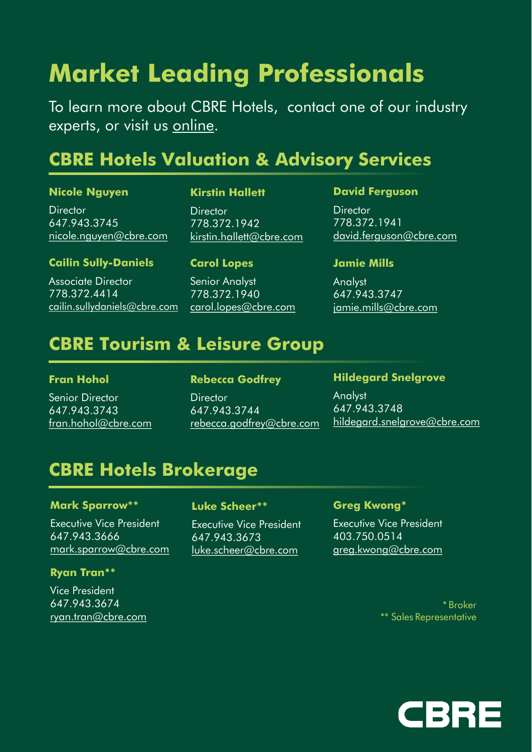# Market Leading Professionals

To learn more about CBRE Hotels, contact one of our industry experts, or visit us online.

## CBRE Hotels Valuation & Advisory Services

**Nicole Nguyen**
Director
647.943.3745
nicole.nguyen@cbre.com

**Kirstin Hallett**
Director
778.372.1942
kirstin.hallett@cbre.com

**David Ferguson**
Director
778.372.1941
david.ferguson@cbre.com

**Cailin Sully-Daniels**
Associate Director
778.372.4414
cailin.sullydaniels@cbre.com

**Carol Lopes**
Senior Analyst
778.372.1940
carol.lopes@cbre.com

**Jamie Mills**
Analyst
647.943.3747
jamie.mills@cbre.com

## CBRE Tourism & Leisure Group

**Fran Hohol**
Senior Director
647.943.3743
fran.hohol@cbre.com

**Rebecca Godfrey**
Director
647.943.3744
rebecca.godfrey@cbre.com

**Hildegard Snelgrove**
Analyst
647.943.3748
hildegard.snelgrove@cbre.com

## CBRE Hotels Brokerage

**Mark Sparrow****
Executive Vice President
647.943.3666
mark.sparrow@cbre.com

**Luke Scheer****
Executive Vice President
647.943.3673
luke.scheer@cbre.com

**Greg Kwong***
Executive Vice President
403.750.0514
greg.kwong@cbre.com

**Ryan Tran****
Vice President
647.943.3674
ryan.tran@cbre.com

\* Broker
\** Sales Representative

CBRE